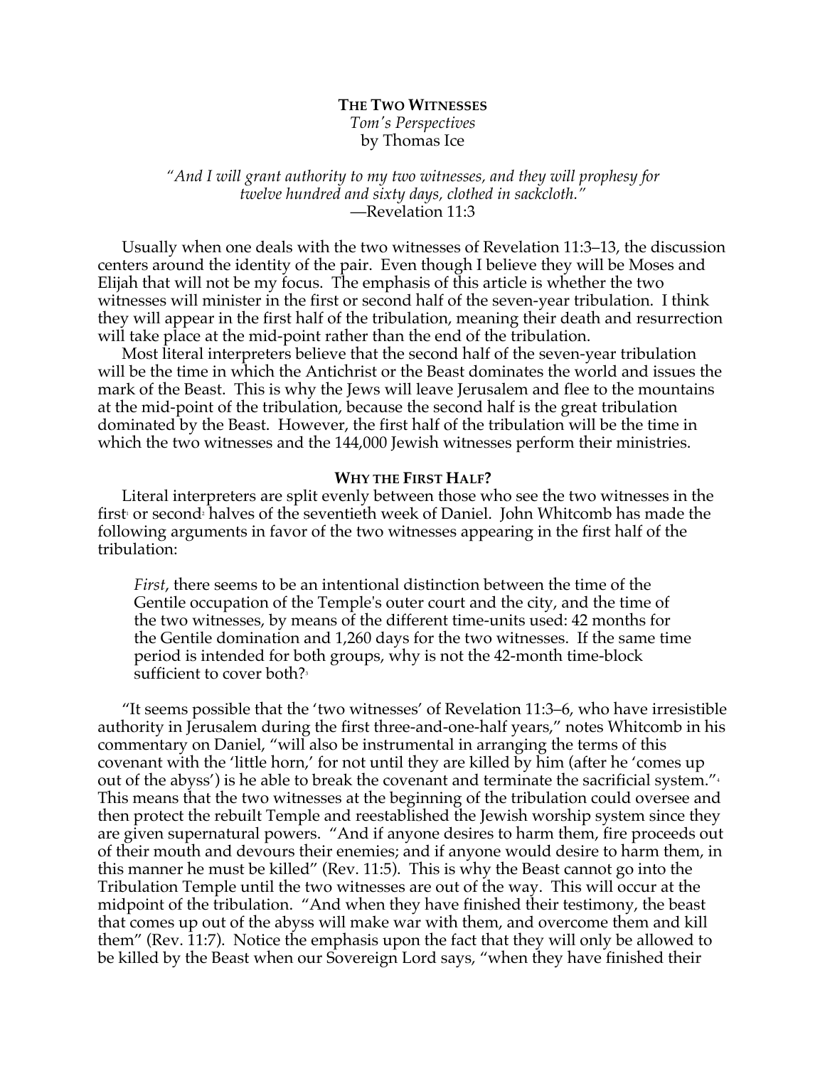**THE TWO WITNESSES**

*Tom's Perspectives*

by Thomas Ice

*"And I will grant authority to my two witnesses, and they will prophesy for twelve hundred and sixty days, clothed in sackcloth."*
—Revelation 11:3

Usually when one deals with the two witnesses of Revelation 11:3–13, the discussion centers around the identity of the pair. Even though I believe they will be Moses and Elijah that will not be my focus. The emphasis of this article is whether the two witnesses will minister in the first or second half of the seven-year tribulation. I think they will appear in the first half of the tribulation, meaning their death and resurrection will take place at the mid-point rather than the end of the tribulation.

Most literal interpreters believe that the second half of the seven-year tribulation will be the time in which the Antichrist or the Beast dominates the world and issues the mark of the Beast. This is why the Jews will leave Jerusalem and flee to the mountains at the mid-point of the tribulation, because the second half is the great tribulation dominated by the Beast. However, the first half of the tribulation will be the time in which the two witnesses and the 144,000 Jewish witnesses perform their ministries.

**WHY THE FIRST HALF?**

Literal interpreters are split evenly between those who see the two witnesses in the first[1] or second[2] halves of the seventieth week of Daniel. John Whitcomb has made the following arguments in favor of the two witnesses appearing in the first half of the tribulation:

> *First*, there seems to be an intentional distinction between the time of the Gentile occupation of the Temple's outer court and the city, and the time of the two witnesses, by means of the different time-units used: 42 months for the Gentile domination and 1,260 days for the two witnesses. If the same time period is intended for both groups, why is not the 42-month time-block sufficient to cover both?[3]

"It seems possible that the 'two witnesses' of Revelation 11:3–6, who have irresistible authority in Jerusalem during the first three-and-one-half years," notes Whitcomb in his commentary on Daniel, "will also be instrumental in arranging the terms of this covenant with the 'little horn,' for not until they are killed by him (after he 'comes up out of the abyss') is he able to break the covenant and terminate the sacrificial system."[4] This means that the two witnesses at the beginning of the tribulation could oversee and then protect the rebuilt Temple and reestablished the Jewish worship system since they are given supernatural powers. "And if anyone desires to harm them, fire proceeds out of their mouth and devours their enemies; and if anyone would desire to harm them, in this manner he must be killed" (Rev. 11:5). This is why the Beast cannot go into the Tribulation Temple until the two witnesses are out of the way. This will occur at the midpoint of the tribulation. "And when they have finished their testimony, the beast that comes up out of the abyss will make war with them, and overcome them and kill them" (Rev. 11:7). Notice the emphasis upon the fact that they will only be allowed to be killed by the Beast when our Sovereign Lord says, "when they have finished their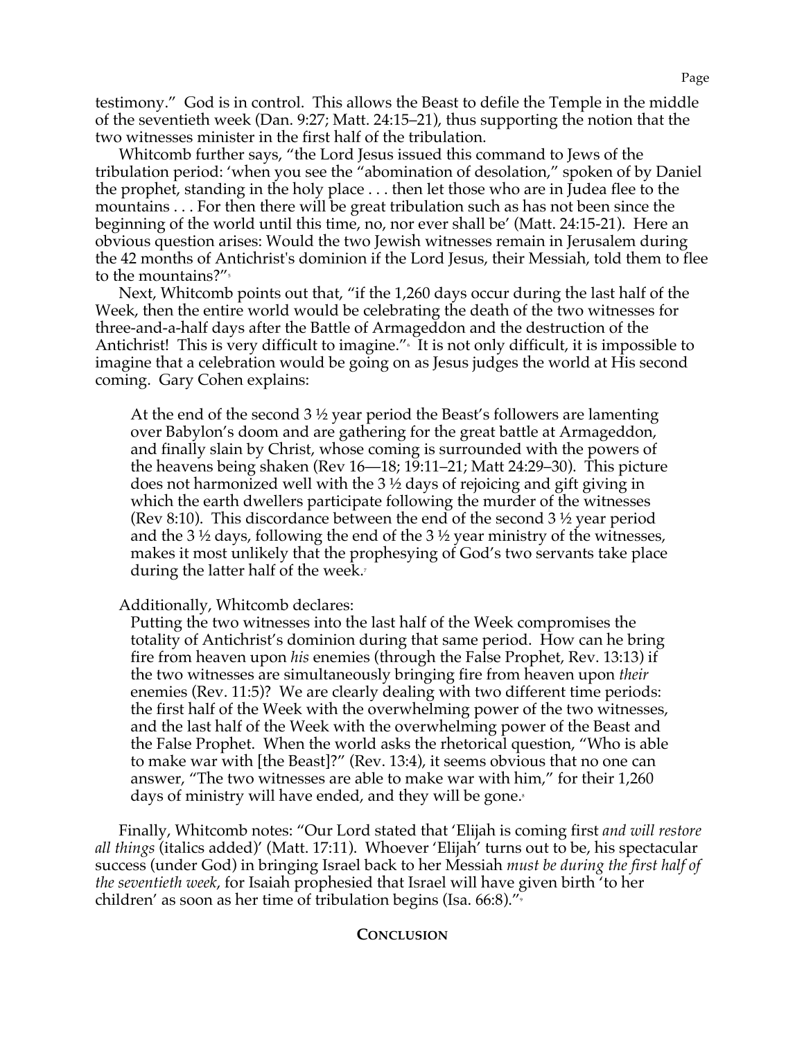testimony." God is in control. This allows the Beast to defile the Temple in the middle of the seventieth week (Dan. 9:27; Matt. 24:15–21), thus supporting the notion that the two witnesses minister in the first half of the tribulation.

Whitcomb further says, "the Lord Jesus issued this command to Jews of the tribulation period: 'when you see the "abomination of desolation," spoken of by Daniel the prophet, standing in the holy place . . . then let those who are in Judea flee to the mountains . . . For then there will be great tribulation such as has not been since the beginning of the world until this time, no, nor ever shall be' (Matt. 24:15-21). Here an obvious question arises: Would the two Jewish witnesses remain in Jerusalem during the 42 months of Antichrist's dominion if the Lord Jesus, their Messiah, told them to flee to the mountains?"[5]

Next, Whitcomb points out that, "if the 1,260 days occur during the last half of the Week, then the entire world would be celebrating the death of the two witnesses for three-and-a-half days after the Battle of Armageddon and the destruction of the Antichrist! This is very difficult to imagine."[6] It is not only difficult, it is impossible to imagine that a celebration would be going on as Jesus judges the world at His second coming. Gary Cohen explains:

> At the end of the second 3 ½ year period the Beast's followers are lamenting over Babylon's doom and are gathering for the great battle at Armageddon, and finally slain by Christ, whose coming is surrounded with the powers of the heavens being shaken (Rev 16—18; 19:11–21; Matt 24:29–30). This picture does not harmonized well with the 3 ½ days of rejoicing and gift giving in which the earth dwellers participate following the murder of the witnesses (Rev 8:10). This discordance between the end of the second 3 ½ year period and the 3 ½ days, following the end of the 3 ½ year ministry of the witnesses, makes it most unlikely that the prophesying of God's two servants take place during the latter half of the week.[7]

Additionally, Whitcomb declares:

> Putting the two witnesses into the last half of the Week compromises the totality of Antichrist's dominion during that same period. How can he bring fire from heaven upon *his* enemies (through the False Prophet, Rev. 13:13) if the two witnesses are simultaneously bringing fire from heaven upon *their* enemies (Rev. 11:5)? We are clearly dealing with two different time periods: the first half of the Week with the overwhelming power of the two witnesses, and the last half of the Week with the overwhelming power of the Beast and the False Prophet. When the world asks the rhetorical question, "Who is able to make war with [the Beast]?" (Rev. 13:4), it seems obvious that no one can answer, "The two witnesses are able to make war with him," for their 1,260 days of ministry will have ended, and they will be gone.[8]

Finally, Whitcomb notes: "Our Lord stated that 'Elijah is coming first *and will restore all things* (italics added)' (Matt. 17:11). Whoever 'Elijah' turns out to be, his spectacular success (under God) in bringing Israel back to her Messiah *must be during the first half of the seventieth week*, for Isaiah prophesied that Israel will have given birth 'to her children' as soon as her time of tribulation begins (Isa. 66:8)."[9]

## Conclusion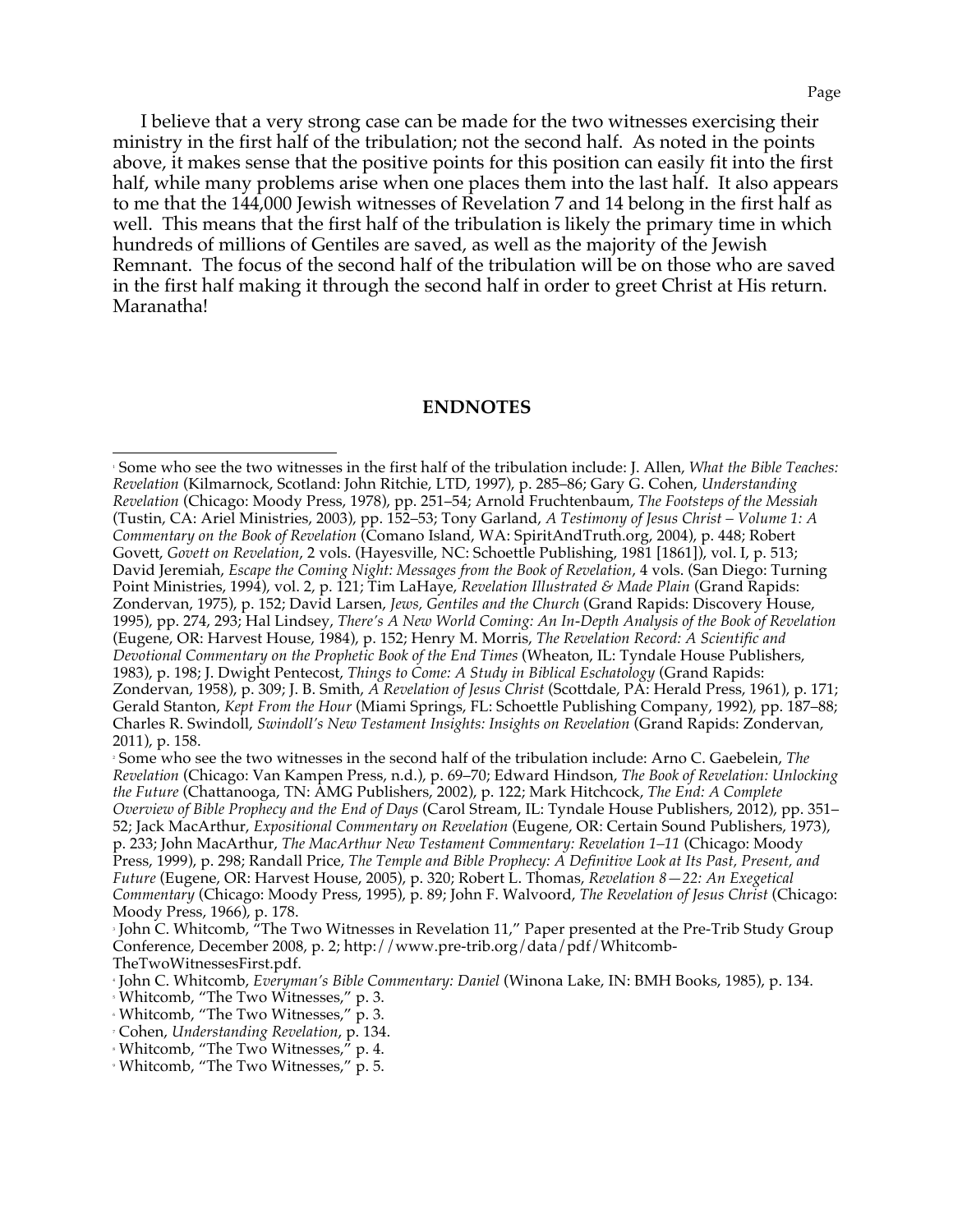I believe that a very strong case can be made for the two witnesses exercising their ministry in the first half of the tribulation; not the second half. As noted in the points above, it makes sense that the positive points for this position can easily fit into the first half, while many problems arise when one places them into the last half. It also appears to me that the 144,000 Jewish witnesses of Revelation 7 and 14 belong in the first half as well. This means that the first half of the tribulation is likely the primary time in which hundreds of millions of Gentiles are saved, as well as the majority of the Jewish Remnant. The focus of the second half of the tribulation will be on those who are saved in the first half making it through the second half in order to greet Christ at His return. Maranatha!

## ENDNOTES

[1] Some who see the two witnesses in the first half of the tribulation include: J. Allen, *What the Bible Teaches: Revelation* (Kilmarnock, Scotland: John Ritchie, LTD, 1997), p. 285–86; Gary G. Cohen, *Understanding Revelation* (Chicago: Moody Press, 1978), pp. 251–54; Arnold Fruchtenbaum, *The Footsteps of the Messiah* (Tustin, CA: Ariel Ministries, 2003), pp. 152–53; Tony Garland, *A Testimony of Jesus Christ – Volume 1: A Commentary on the Book of Revelation* (Comano Island, WA: SpiritAndTruth.org, 2004), p. 448; Robert Govett, *Govett on Revelation*, 2 vols. (Hayesville, NC: Schoettle Publishing, 1981 [1861]), vol. I, p. 513; David Jeremiah, *Escape the Coming Night: Messages from the Book of Revelation*, 4 vols. (San Diego: Turning Point Ministries, 1994), vol. 2, p. 121; Tim LaHaye, *Revelation Illustrated & Made Plain* (Grand Rapids: Zondervan, 1975), p. 152; David Larsen, *Jews, Gentiles and the Church* (Grand Rapids: Discovery House, 1995), pp. 274, 293; Hal Lindsey, *There's A New World Coming: An In-Depth Analysis of the Book of Revelation* (Eugene, OR: Harvest House, 1984), p. 152; Henry M. Morris, *The Revelation Record: A Scientific and Devotional Commentary on the Prophetic Book of the End Times* (Wheaton, IL: Tyndale House Publishers, 1983), p. 198; J. Dwight Pentecost, *Things to Come: A Study in Biblical Eschatology* (Grand Rapids: Zondervan, 1958), p. 309; J. B. Smith, *A Revelation of Jesus Christ* (Scottdale, PA: Herald Press, 1961), p. 171; Gerald Stanton, *Kept From the Hour* (Miami Springs, FL: Schoettle Publishing Company, 1992), pp. 187–88; Charles R. Swindoll, *Swindoll's New Testament Insights: Insights on Revelation* (Grand Rapids: Zondervan, 2011), p. 158.

[2] Some who see the two witnesses in the second half of the tribulation include: Arno C. Gaebelein, *The Revelation* (Chicago: Van Kampen Press, n.d.), p. 69–70; Edward Hindson, *The Book of Revelation: Unlocking the Future* (Chattanooga, TN: AMG Publishers, 2002), p. 122; Mark Hitchcock, *The End: A Complete Overview of Bible Prophecy and the End of Days* (Carol Stream, IL: Tyndale House Publishers, 2012), pp. 351–52; Jack MacArthur, *Expositional Commentary on Revelation* (Eugene, OR: Certain Sound Publishers, 1973), p. 233; John MacArthur, *The MacArthur New Testament Commentary: Revelation 1–11* (Chicago: Moody Press, 1999), p. 298; Randall Price, *The Temple and Bible Prophecy: A Definitive Look at Its Past, Present, and Future* (Eugene, OR: Harvest House, 2005), p. 320; Robert L. Thomas, *Revelation 8—22: An Exegetical Commentary* (Chicago: Moody Press, 1995), p. 89; John F. Walvoord, *The Revelation of Jesus Christ* (Chicago: Moody Press, 1966), p. 178.

[3] John C. Whitcomb, "The Two Witnesses in Revelation 11," Paper presented at the Pre-Trib Study Group Conference, December 2008, p. 2; http://www.pre-trib.org/data/pdf/Whitcomb-TheTwoWitnessesFirst.pdf.

[4] John C. Whitcomb, *Everyman's Bible Commentary: Daniel* (Winona Lake, IN: BMH Books, 1985), p. 134.

[5] Whitcomb, "The Two Witnesses," p. 3.

[6] Whitcomb, "The Two Witnesses," p. 3.

[7] Cohen, *Understanding Revelation*, p. 134.

[8] Whitcomb, "The Two Witnesses," p. 4.

[9] Whitcomb, "The Two Witnesses," p. 5.